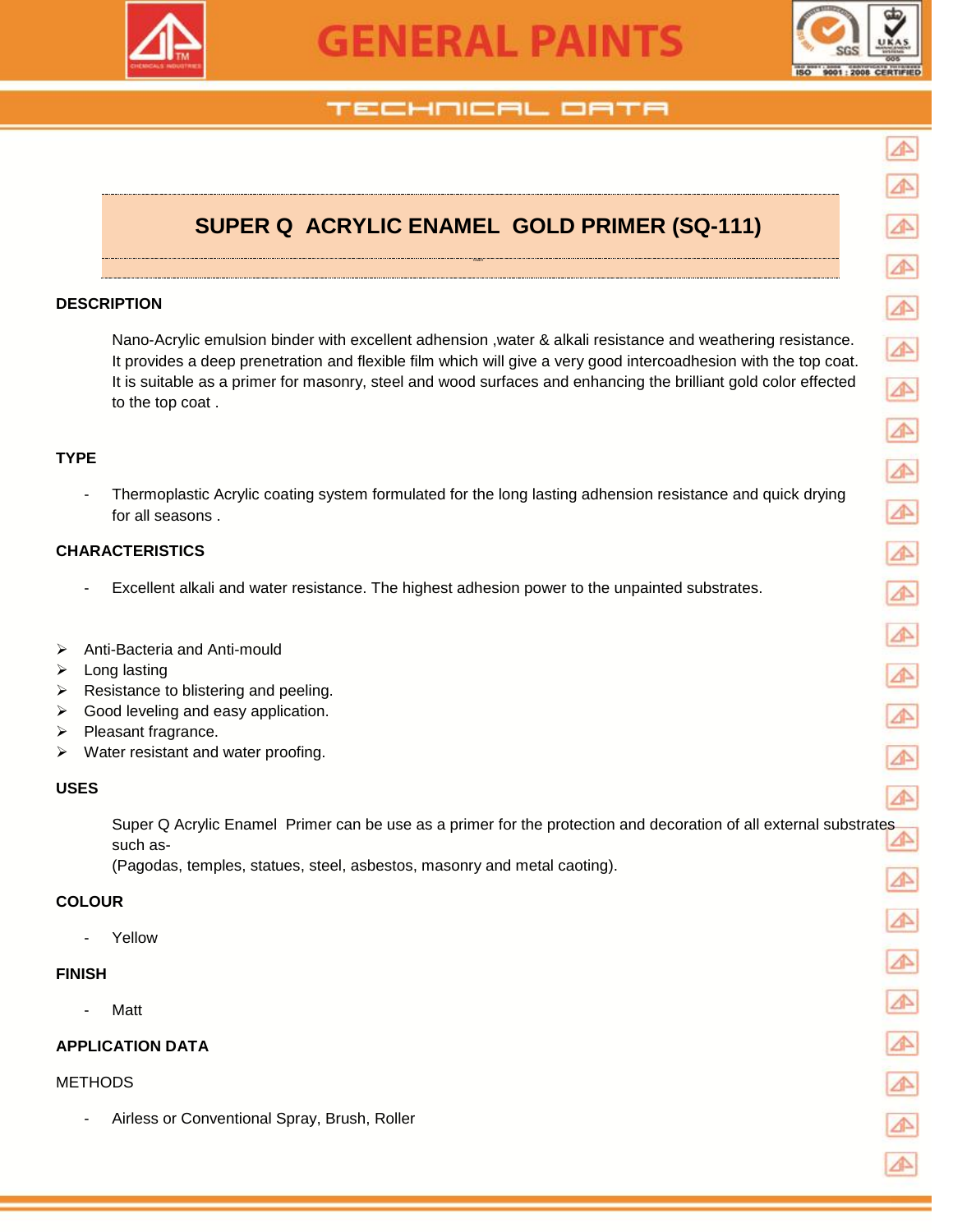# GENERAL PAINTS

TECHNICAL DATA

## SUPER Q ACRYLIC ENAMEL GOLD PRIMER (SQ-111)

### DESCRIPTION

Nano-Acrylic emulsion binder with excellent adhension ,water & alkali resistance and weathering resistance. It provides a deep prenetration and flexible film which will give a very good intercoadhesion with the top coat. It is suitable as a primer for masonry, steel and wood surfaces and enhancing the brilliant gold color effected to the top coat .

### TYPE

- Thermoplastic Acrylic coating system formulated for the long lasting adhension resistance and quick drying for all seasons .

### CHARACTERISTICS

- Excellent alkali and water resistance. The highest adhesion power to the unpainted substrates.

- Anti-Bacteria and Anti-mould
- Long lasting
- Resistance to blistering and peeling.
- Good leveling and easy application.
- Pleasant fragrance.
- Water resistant and water proofing.

### USES

Super Q Acrylic Enamel Primer can be use as a primer for the protection and decoration of all external substrates such as-
(Pagodas, temples, statues, steel, asbestos, masonry and metal caoting).

### COLOUR

- Yellow

### FINISH

- Matt

### APPLICATION DATA

METHODS

- Airless or Conventional Spray, Brush, Roller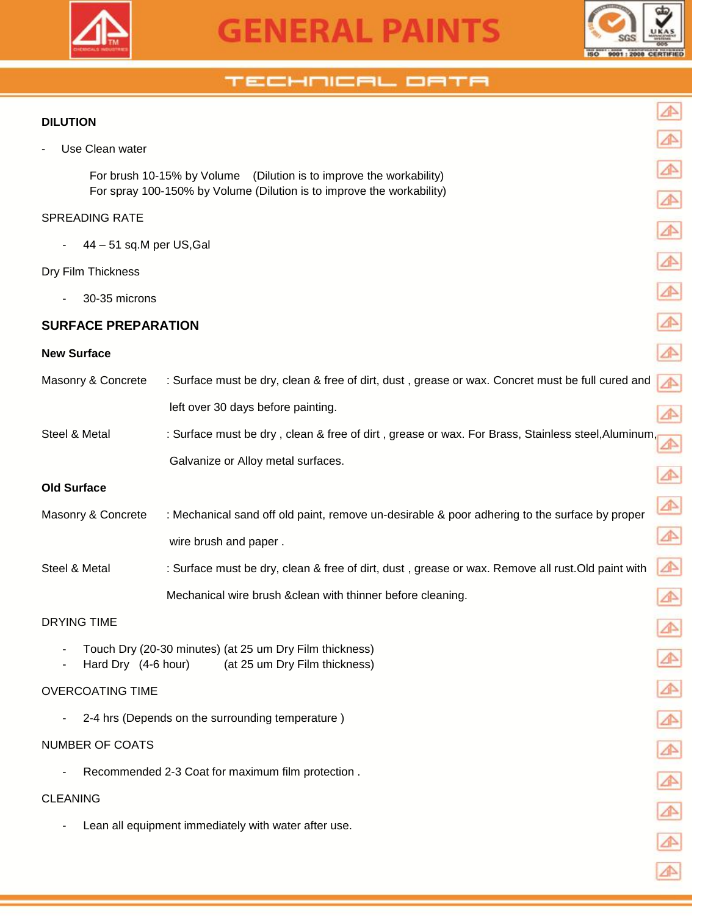**DILUTION**

- Use Clean water

  For brush 10-15% by Volume (Dilution is to improve the workability)
  For spray 100-150% by Volume (Dilution is to improve the workability)

SPREADING RATE

- 44 – 51 sq.M per US,Gal

Dry Film Thickness

- 30-35 microns

## SURFACE PREPARATION

**New Surface**

Masonry & Concrete : Surface must be dry, clean & free of dirt, dust , grease or wax. Concret must be full cured and left over 30 days before painting.

Steel & Metal : Surface must be dry , clean & free of dirt , grease or wax. For Brass, Stainless steel,Aluminum, Galvanize or Alloy metal surfaces.

**Old Surface**

Masonry & Concrete : Mechanical sand off old paint, remove un-desirable & poor adhering to the surface by proper wire brush and paper .

Steel & Metal : Surface must be dry, clean & free of dirt, dust , grease or wax. Remove all rust.Old paint with Mechanical wire brush &clean with thinner before cleaning.

DRYING TIME

- Touch Dry (20-30 minutes) (at 25 um Dry Film thickness)
- Hard Dry (4-6 hour) (at 25 um Dry Film thickness)

OVERCOATING TIME

- 2-4 hrs (Depends on the surrounding temperature )

NUMBER OF COATS

- Recommended 2-3 Coat for maximum film protection .

CLEANING

- Lean all equipment immediately with water after use.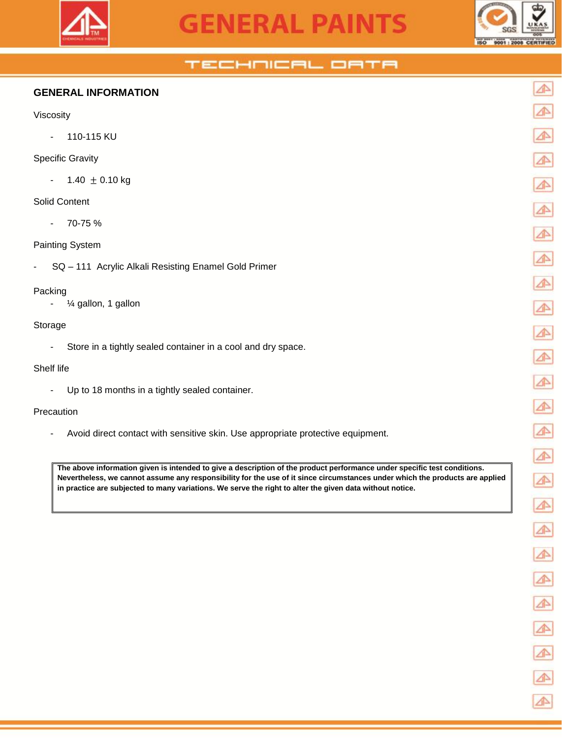## GENERAL INFORMATION

Viscosity

- 110-115 KU

Specific Gravity

- 1.40 $\pm$ 0.10 kg

Solid Content

- 70-75 %

Painting System

- SQ – 111 Acrylic Alkali Resisting Enamel Gold Primer

Packing

- ¼ gallon, 1 gallon

Storage

- Store in a tightly sealed container in a cool and dry space.

Shelf life

- Up to 18 months in a tightly sealed container.

Precaution

- Avoid direct contact with sensitive skin. Use appropriate protective equipment.

**The above information given is intended to give a description of the product performance under specific test conditions. Nevertheless, we cannot assume any responsibility for the use of it since circumstances under which the products are applied in practice are subjected to many variations. We serve the right to alter the given data without notice.**